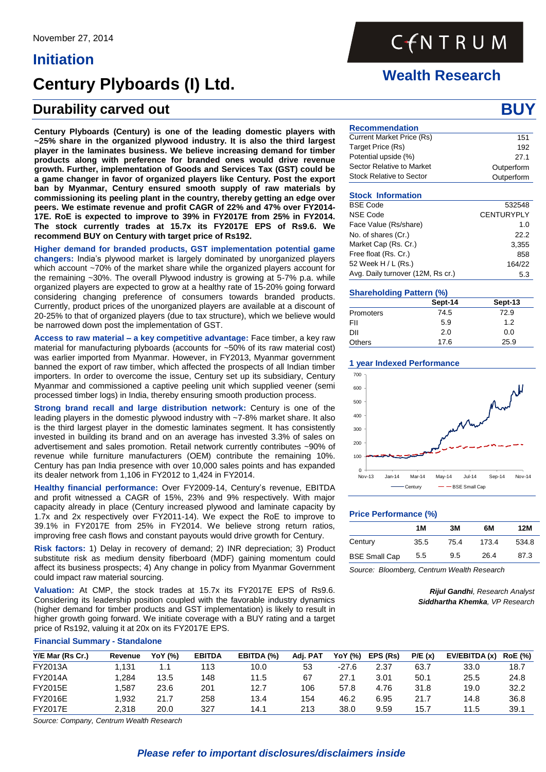November 27, 2014

CENTRUM

## Initiation

## Wealth Research

# Century Plyboards (I) Ltd.

## Durability carved out

**BUY**

**Century Plyboards (Century) is one of the leading domestic players with ~25% share in the organized plywood industry. It is also the third largest player in the laminates business. We believe increasing demand for timber products along with preference for branded ones would drive revenue growth. Further, implementation of Goods and Services Tax (GST) could be a game changer in favor of organized players like Century. Post the export ban by Myanmar, Century ensured smooth supply of raw materials by commissioning its peeling plant in the country, thereby getting an edge over peers. We estimate revenue and profit CAGR of 22% and 47% over FY2014-17E. RoE is expected to improve to 39% in FY2017E from 25% in FY2014. The stock currently trades at 15.7x its FY2017E EPS of Rs9.6. We recommend BUY on Century with target price of Rs192.**

**Higher demand for branded products, GST implementation potential game changers:** India's plywood market is largely dominated by unorganized players which account ~70% of the market share while the organized players account for the remaining ~30%. The overall Plywood industry is growing at 5-7% p.a. while organized players are expected to grow at a healthy rate of 15-20% going forward considering changing preference of consumers towards branded products. Currently, product prices of the unorganized players are available at a discount of 20-25% to that of organized players (due to tax structure), which we believe would be narrowed down post the implementation of GST.

**Access to raw material – a key competitive advantage:** Face timber, a key raw material for manufacturing plyboards (accounts for ~50% of its raw material cost) was earlier imported from Myanmar. However, in FY2013, Myanmar government banned the export of raw timber, which affected the prospects of all Indian timber importers. In order to overcome the issue, Century set up its subsidiary, Century Myanmar and commissioned a captive peeling unit which supplied veneer (semi processed timber logs) in India, thereby ensuring smooth production process.

**Strong brand recall and large distribution network:** Century is one of the leading players in the domestic plywood industry with ~7-8% market share. It also is the third largest player in the domestic laminates segment. It has consistently invested in building its brand and on an average has invested 3.3% of sales on advertisement and sales promotion. Retail network currently contributes ~90% of revenue while furniture manufacturers (OEM) contribute the remaining 10%. Century has pan India presence with over 10,000 sales points and has expanded its dealer network from 1,106 in FY2012 to 1,424 in FY2014.

**Healthy financial performance:** Over FY2009-14, Century's revenue, EBITDA and profit witnessed a CAGR of 15%, 23% and 9% respectively. With major capacity already in place (Century increased plywood and laminate capacity by 1.7x and 2x respectively over FY2011-14). We expect the RoE to improve to 39.1% in FY2017E from 25% in FY2014. We believe strong return ratios, improving free cash flows and constant payouts would drive growth for Century.

**Risk factors:** 1) Delay in recovery of demand; 2) INR depreciation; 3) Product substitute risk as medium density fiberboard (MDF) gaining momentum could affect its business prospects; 4) Any change in policy from Myanmar Government could impact raw material sourcing.

**Valuation:** At CMP, the stock trades at 15.7x its FY2017E EPS of Rs9.6. Considering its leadership position coupled with the favorable industry dynamics (higher demand for timber products and GST implementation) is likely to result in higher growth going forward. We initiate coverage with a BUY rating and a target price of Rs192, valuing it at 20x on its FY2017E EPS.

### Recommendation

| | |
|---|---|
| Current Market Price (Rs) | 151 |
| Target Price (Rs) | 192 |
| Potential upside (%) | 27.1 |
| Sector Relative to Market | Outperform |
| Stock Relative to Sector | Outperform |

### Stock Information

| | |
|---|---|
| BSE Code | 532548 |
| NSE Code | CENTURYPLY |
| Face Value (Rs/share) | 1.0 |
| No. of shares (Cr.) | 22.2 |
| Market Cap (Rs. Cr.) | 3,355 |
| Free float (Rs. Cr.) | 858 |
| 52 Week H / L (Rs.) | 164/22 |
| Avg. Daily turnover (12M, Rs cr.) | 5.3 |

### Shareholding Pattern (%)

| | Sept-14 | Sept-13 |
|---|---|---|
| Promoters | 74.5 | 72.9 |
| FII | 5.9 | 1.2 |
| DII | 2.0 | 0.0 |
| Others | 17.6 | 25.9 |

### 1 year Indexed Performance

(Chart: Century vs BSE Small Cap, Nov-13 to Nov-14)

### Price Performance (%)

| | 1M | 3M | 6M | 12M |
|---|---|---|---|---|
| Century | 35.5 | 75.4 | 173.4 | 534.8 |
| BSE Small Cap | 5.5 | 9.5 | 26.4 | 87.3 |

*Source: Bloomberg, Centrum Wealth Research*

***Rijul Gandhi**, Research Analyst*
***Siddhartha Khemka**, VP Research*

### Financial Summary - Standalone

| Y/E Mar (Rs Cr.) | Revenue | YoY (%) | EBITDA | EBITDA (%) | Adj. PAT | YoY (%) | EPS (Rs) | P/E (x) | EV/EBITDA (x) | RoE (%) |
|---|---|---|---|---|---|---|---|---|---|---|
| FY2013A | 1,131 | 1.1 | 113 | 10.0 | 53 | -27.6 | 2.37 | 63.7 | 33.0 | 18.7 |
| FY2014A | 1,284 | 13.5 | 148 | 11.5 | 67 | 27.1 | 3.01 | 50.1 | 25.5 | 24.8 |
| FY2015E | 1,587 | 23.6 | 201 | 12.7 | 106 | 57.8 | 4.76 | 31.8 | 19.0 | 32.2 |
| FY2016E | 1,932 | 21.7 | 258 | 13.4 | 154 | 46.2 | 6.95 | 21.7 | 14.8 | 36.8 |
| FY2017E | 2,318 | 20.0 | 327 | 14.1 | 213 | 38.0 | 9.59 | 15.7 | 11.5 | 39.1 |

*Source: Company, Centrum Wealth Research*

***Please refer to important disclosures/disclaimers inside***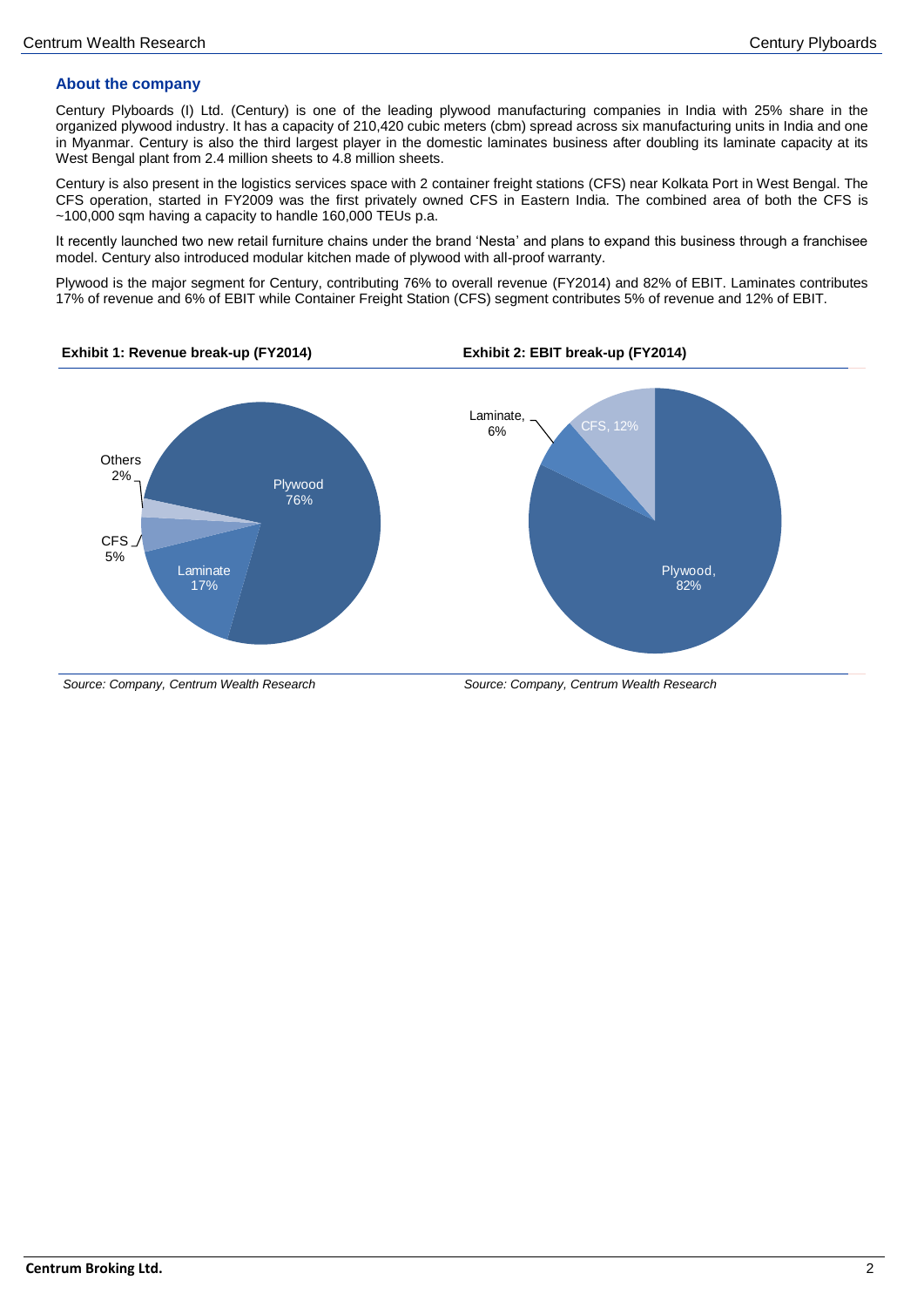## About the company

Century Plyboards (I) Ltd. (Century) is one of the leading plywood manufacturing companies in India with 25% share in the organized plywood industry. It has a capacity of 210,420 cubic meters (cbm) spread across six manufacturing units in India and one in Myanmar. Century is also the third largest player in the domestic laminates business after doubling its laminate capacity at its West Bengal plant from 2.4 million sheets to 4.8 million sheets.

Century is also present in the logistics services space with 2 container freight stations (CFS) near Kolkata Port in West Bengal. The CFS operation, started in FY2009 was the first privately owned CFS in Eastern India. The combined area of both the CFS is ~100,000 sqm having a capacity to handle 160,000 TEUs p.a.

It recently launched two new retail furniture chains under the brand 'Nesta' and plans to expand this business through a franchisee model. Century also introduced modular kitchen made of plywood with all-proof warranty.

Plywood is the major segment for Century, contributing 76% to overall revenue (FY2014) and 82% of EBIT. Laminates contributes 17% of revenue and 6% of EBIT while Container Freight Station (CFS) segment contributes 5% of revenue and 12% of EBIT.

**Exhibit 1: Revenue break-up (FY2014)**

| Segment | Share |
|---|---|
| Plywood | 76% |
| Laminate | 17% |
| CFS | 5% |
| Others | 2% |

*Source: Company, Centrum Wealth Research*

**Exhibit 2: EBIT break-up (FY2014)**

| Segment | Share |
|---|---|
| Plywood | 82% |
| CFS | 12% |
| Laminate | 6% |

*Source: Company, Centrum Wealth Research*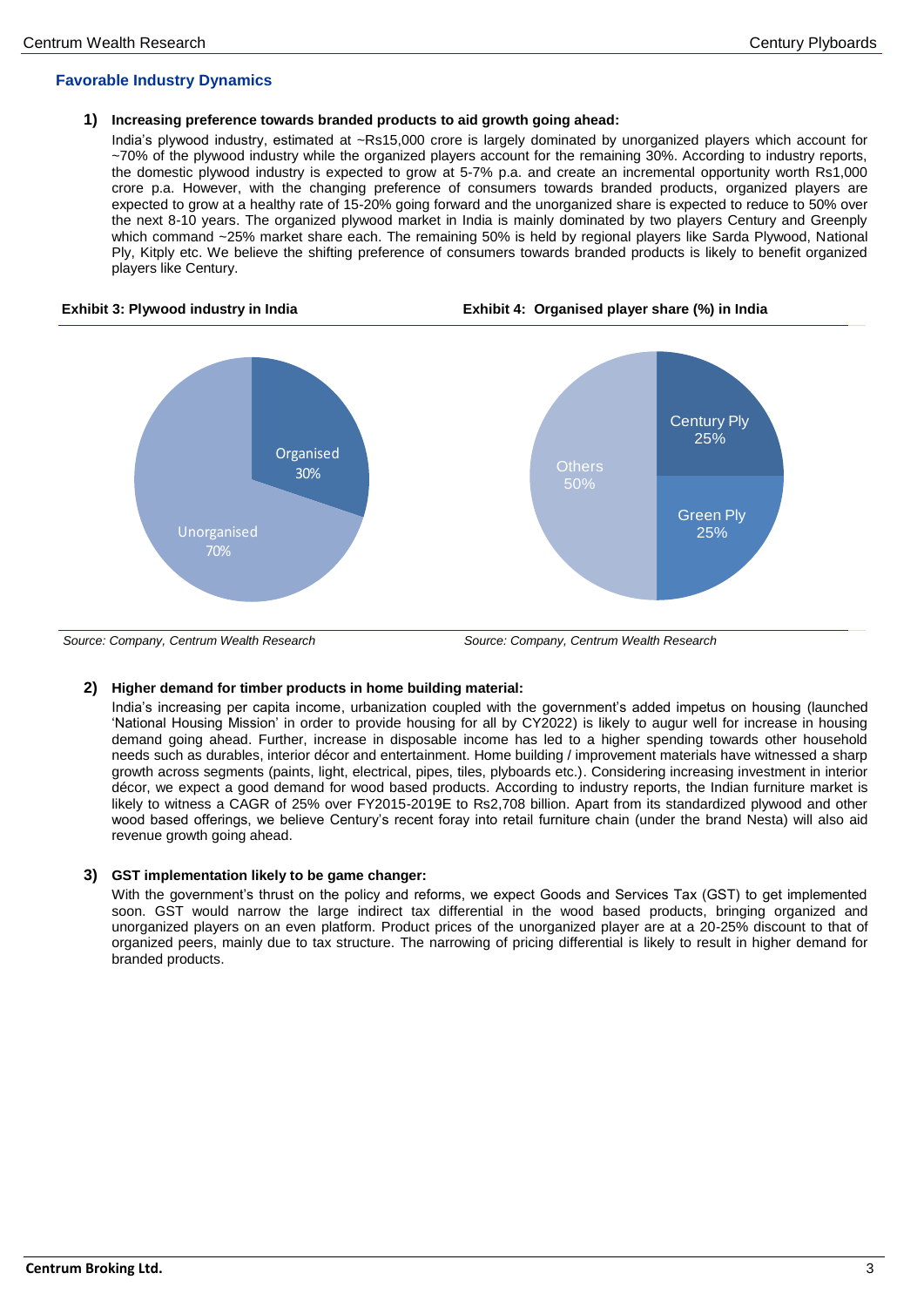## Favorable Industry Dynamics

**1) Increasing preference towards branded products to aid growth going ahead:**

India's plywood industry, estimated at ~Rs15,000 crore is largely dominated by unorganized players which account for ~70% of the plywood industry while the organized players account for the remaining 30%. According to industry reports, the domestic plywood industry is expected to grow at 5-7% p.a. and create an incremental opportunity worth Rs1,000 crore p.a. However, with the changing preference of consumers towards branded products, organized players are expected to grow at a healthy rate of 15-20% going forward and the unorganized share is expected to reduce to 50% over the next 8-10 years. The organized plywood market in India is mainly dominated by two players Century and Greenply which command ~25% market share each. The remaining 50% is held by regional players like Sarda Plywood, National Ply, Kitply etc. We believe the shifting preference of consumers towards branded products is likely to benefit organized players like Century.

**Exhibit 3: Plywood industry in India**

Organised 30%

Unorganised 70%

*Source: Company, Centrum Wealth Research*

**Exhibit 4: Organised player share (%) in India**

Century Ply 25%

Green Ply 25%

Others 50%

*Source: Company, Centrum Wealth Research*

**2) Higher demand for timber products in home building material:**

India's increasing per capita income, urbanization coupled with the government's added impetus on housing (launched 'National Housing Mission' in order to provide housing for all by CY2022) is likely to augur well for increase in housing demand going ahead. Further, increase in disposable income has led to a higher spending towards other household needs such as durables, interior décor and entertainment. Home building / improvement materials have witnessed a sharp growth across segments (paints, light, electrical, pipes, tiles, plyboards etc.). Considering increasing investment in interior décor, we expect a good demand for wood based products. According to industry reports, the Indian furniture market is likely to witness a CAGR of 25% over FY2015-2019E to Rs2,708 billion. Apart from its standardized plywood and other wood based offerings, we believe Century's recent foray into retail furniture chain (under the brand Nesta) will also aid revenue growth going ahead.

**3) GST implementation likely to be game changer:**

With the government's thrust on the policy and reforms, we expect Goods and Services Tax (GST) to get implemented soon. GST would narrow the large indirect tax differential in the wood based products, bringing organized and unorganized players on an even platform. Product prices of the unorganized player are at a 20-25% discount to that of organized peers, mainly due to tax structure. The narrowing of pricing differential is likely to result in higher demand for branded products.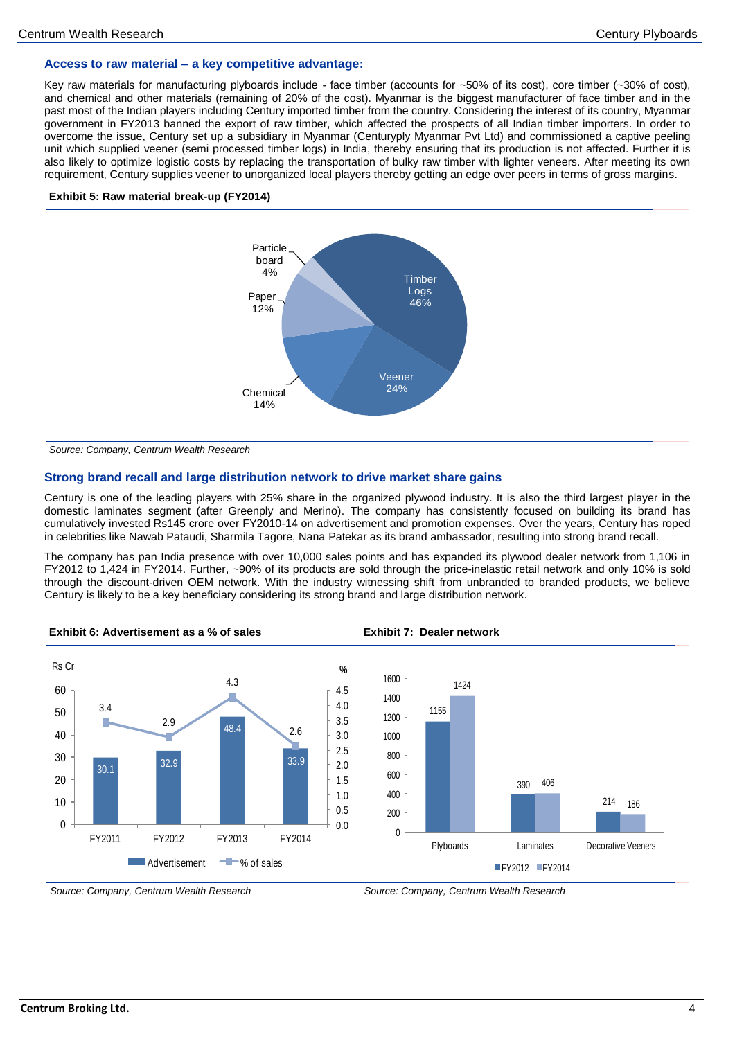### Access to raw material – a key competitive advantage:

Key raw materials for manufacturing plyboards include - face timber (accounts for ~50% of its cost), core timber (~30% of cost), and chemical and other materials (remaining of 20% of the cost). Myanmar is the biggest manufacturer of face timber and in the past most of the Indian players including Century imported timber from the country. Considering the interest of its country, Myanmar government in FY2013 banned the export of raw timber, which affected the prospects of all Indian timber importers. In order to overcome the issue, Century set up a subsidiary in Myanmar (Centuryply Myanmar Pvt Ltd) and commissioned a captive peeling unit which supplied veener (semi processed timber logs) in India, thereby ensuring that its production is not affected. Further it is also likely to optimize logistic costs by replacing the transportation of bulky raw timber with lighter veneers. After meeting its own requirement, Century supplies veneer to unorganized local players thereby getting an edge over peers in terms of gross margins.

**Exhibit 5: Raw material break-up (FY2014)**

| Raw material | Share |
|---|---|
| Timber Logs | 46% |
| Veener | 24% |
| Chemical | 14% |
| Paper | 12% |
| Particle board | 4% |

*Source: Company, Centrum Wealth Research*

### Strong brand recall and large distribution network to drive market share gains

Century is one of the leading players with 25% share in the organized plywood industry. It is also the third largest player in the domestic laminates segment (after Greenply and Merino). The company has consistently focused on building its brand has cumulatively invested Rs145 crore over FY2010-14 on advertisement and promotion expenses. Over the years, Century has roped in celebrities like Nawab Pataudi, Sharmila Tagore, Nana Patekar as its brand ambassador, resulting into strong brand recall.

The company has pan India presence with over 10,000 sales points and has expanded its plywood dealer network from 1,106 in FY2012 to 1,424 in FY2014. Further, ~90% of its products are sold through the price-inelastic retail network and only 10% is sold through the discount-driven OEM network. With the industry witnessing shift from unbranded to branded products, we believe Century is likely to be a key beneficiary considering its strong brand and large distribution network.

**Exhibit 6: Advertisement as a % of sales**

| | FY2011 | FY2012 | FY2013 | FY2014 |
|---|---|---|---|---|
| Advertisement (Rs Cr) | 30.1 | 32.9 | 48.4 | 33.9 |
| % of sales | 3.4 | 2.9 | 4.3 | 2.6 |

*Source: Company, Centrum Wealth Research*

**Exhibit 7: Dealer network**

| | FY2012 | FY2014 |
|---|---|---|
| Plyboards | 1155 | 1424 |
| Laminates | 390 | 406 |
| Decorative Veeners | 214 | 186 |

*Source: Company, Centrum Wealth Research*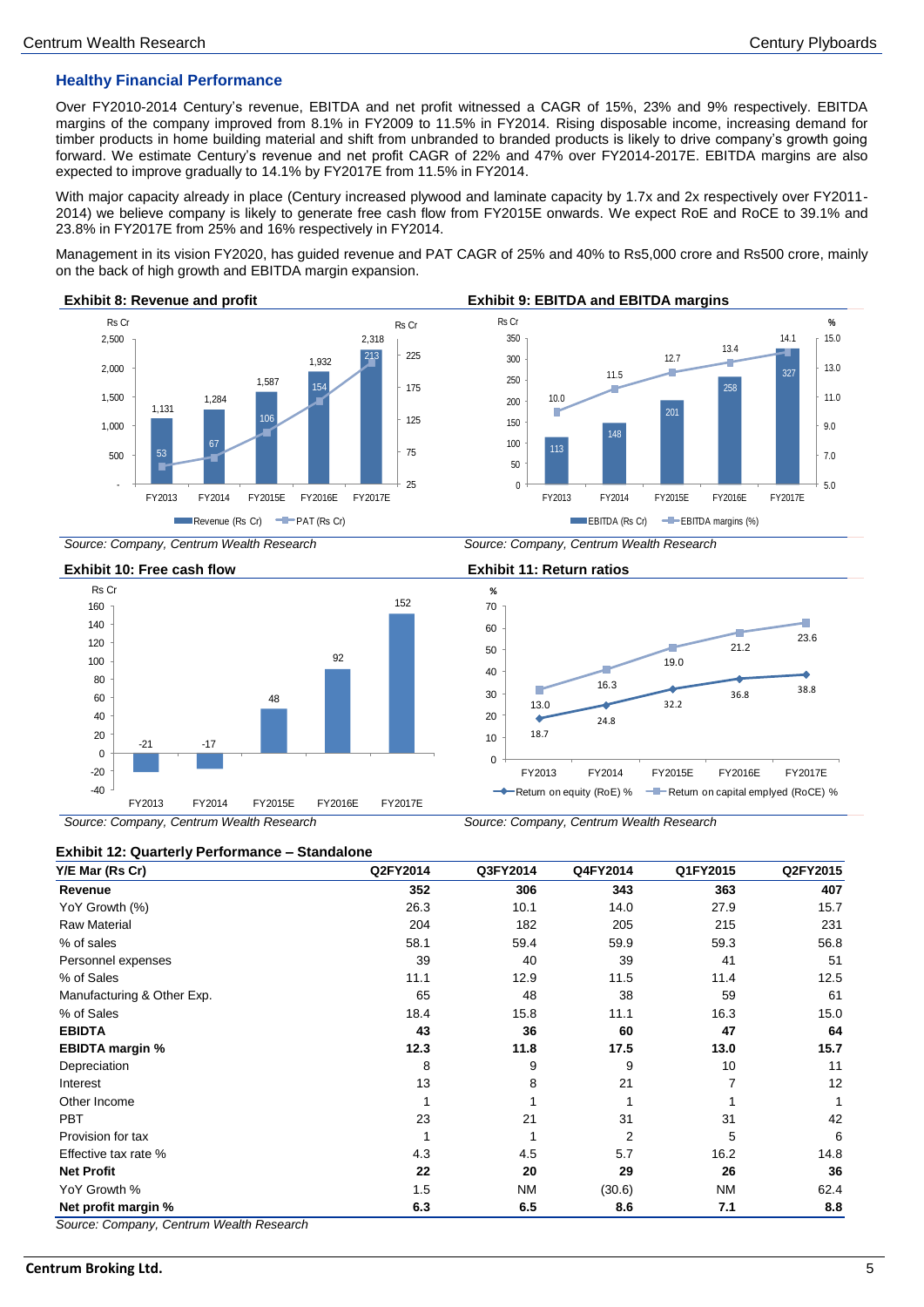## Healthy Financial Performance

Over FY2010-2014 Century's revenue, EBITDA and net profit witnessed a CAGR of 15%, 23% and 9% respectively. EBITDA margins of the company improved from 8.1% in FY2009 to 11.5% in FY2014. Rising disposable income, increasing demand for timber products in home building material and shift from unbranded to branded products is likely to drive company's growth going forward. We estimate Century's revenue and net profit CAGR of 22% and 47% over FY2014-2017E. EBITDA margins are also expected to improve gradually to 14.1% by FY2017E from 11.5% in FY2014.

With major capacity already in place (Century increased plywood and laminate capacity by 1.7x and 2x respectively over FY2011-2014) we believe company is likely to generate free cash flow from FY2015E onwards. We expect RoE and RoCE to 39.1% and 23.8% in FY2017E from 25% and 16% respectively in FY2014.

Management in its vision FY2020, has guided revenue and PAT CAGR of 25% and 40% to Rs5,000 crore and Rs500 crore, mainly on the back of high growth and EBITDA margin expansion.

**Exhibit 8: Revenue and profit**

| Rs Cr | FY2013 | FY2014 | FY2015E | FY2016E | FY2017E |
|---|---|---|---|---|---|
| Revenue (Rs Cr) | 1,131 | 1,284 | 1,587 | 1,932 | 2,318 |
| PAT (Rs Cr) | 53 | 67 | 106 | 154 | 213 |

*Source: Company, Centrum Wealth Research*

**Exhibit 9: EBITDA and EBITDA margins**

| | FY2013 | FY2014 | FY2015E | FY2016E | FY2017E |
|---|---|---|---|---|---|
| EBITDA (Rs Cr) | 113 | 148 | 201 | 258 | 327 |
| EBITDA margins (%) | 10.0 | 11.5 | 12.7 | 13.4 | 14.1 |

*Source: Company, Centrum Wealth Research*

**Exhibit 10: Free cash flow**

| Rs Cr | FY2013 | FY2014 | FY2015E | FY2016E | FY2017E |
|---|---|---|---|---|---|
| Free cash flow | -21 | -17 | 48 | 92 | 152 |

*Source: Company, Centrum Wealth Research*

**Exhibit 11: Return ratios**

| % | FY2013 | FY2014 | FY2015E | FY2016E | FY2017E |
|---|---|---|---|---|---|
| Return on equity (RoE) % | 18.7 | 24.8 | 32.2 | 36.8 | 38.8 |
| Return on capital emplyed (RoCE) % | 13.0 | 16.3 | 19.0 | 21.2 | 23.6 |

*Source: Company, Centrum Wealth Research*

**Exhibit 12: Quarterly Performance – Standalone**

| Y/E Mar (Rs Cr) | Q2FY2014 | Q3FY2014 | Q4FY2014 | Q1FY2015 | Q2FY2015 |
|---|---|---|---|---|---|
| **Revenue** | **352** | **306** | **343** | **363** | **407** |
| YoY Growth (%) | 26.3 | 10.1 | 14.0 | 27.9 | 15.7 |
| Raw Material | 204 | 182 | 205 | 215 | 231 |
| % of sales | 58.1 | 59.4 | 59.9 | 59.3 | 56.8 |
| Personnel expenses | 39 | 40 | 39 | 41 | 51 |
| % of Sales | 11.1 | 12.9 | 11.5 | 11.4 | 12.5 |
| Manufacturing & Other Exp. | 65 | 48 | 38 | 59 | 61 |
| % of Sales | 18.4 | 15.8 | 11.1 | 16.3 | 15.0 |
| **EBITDA** | **43** | **36** | **60** | **47** | **64** |
| **EBITDA margin %** | **12.3** | **11.8** | **17.5** | **13.0** | **15.7** |
| Depreciation | 8 | 9 | 9 | 10 | 11 |
| Interest | 13 | 8 | 21 | 7 | 12 |
| Other Income | 1 | 1 | 1 | 1 | 1 |
| PBT | 23 | 21 | 31 | 31 | 42 |
| Provision for tax | 1 | 1 | 2 | 5 | 6 |
| Effective tax rate % | 4.3 | 4.5 | 5.7 | 16.2 | 14.8 |
| **Net Profit** | **22** | **20** | **29** | **26** | **36** |
| YoY Growth % | 1.5 | NM | (30.6) | NM | 62.4 |
| **Net profit margin %** | **6.3** | **6.5** | **8.6** | **7.1** | **8.8** |

*Source: Company, Centrum Wealth Research*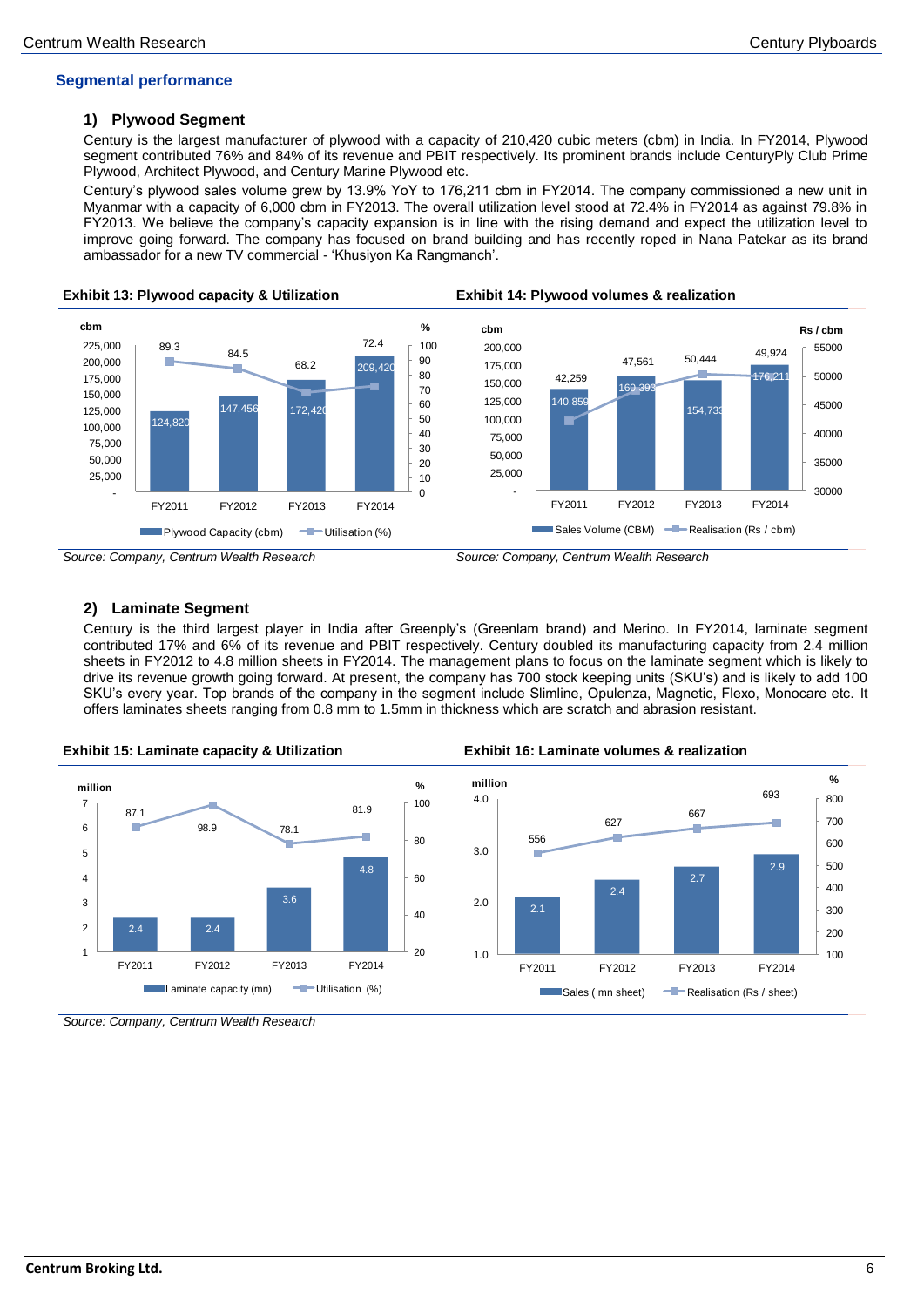## Segmental performance

### 1) Plywood Segment

Century is the largest manufacturer of plywood with a capacity of 210,420 cubic meters (cbm) in India. In FY2014, Plywood segment contributed 76% and 84% of its revenue and PBIT respectively. Its prominent brands include CenturyPly Club Prime Plywood, Architect Plywood, and Century Marine Plywood etc.

Century's plywood sales volume grew by 13.9% YoY to 176,211 cbm in FY2014. The company commissioned a new unit in Myanmar with a capacity of 6,000 cbm in FY2013. The overall utilization level stood at 72.4% in FY2014 as against 79.8% in FY2013. We believe the company's capacity expansion is in line with the rising demand and expect the utilization level to improve going forward. The company has focused on brand building and has recently roped in Nana Patekar as its brand ambassador for a new TV commercial - 'Khusiyon Ka Rangmanch'.

**Exhibit 13: Plywood capacity & Utilization**

| | FY2011 | FY2012 | FY2013 | FY2014 |
|---|---|---|---|---|
| Plywood Capacity (cbm) | 124,820 | 147,456 | 172,420 | 209,420 |
| Utilisation (%) | 89.3 | 84.5 | 68.2 | 72.4 |

*Source: Company, Centrum Wealth Research*

**Exhibit 14: Plywood volumes & realization**

| | FY2011 | FY2012 | FY2013 | FY2014 |
|---|---|---|---|---|
| Sales Volume (CBM) | 140,859 | 160,393 | 154,733 | 176,211 |
| Realisation (Rs / cbm) | 42,259 | 47,561 | 50,444 | 49,924 |

*Source: Company, Centrum Wealth Research*

### 2) Laminate Segment

Century is the third largest player in India after Greenply's (Greenlam brand) and Merino. In FY2014, laminate segment contributed 17% and 6% of its revenue and PBIT respectively. Century doubled its manufacturing capacity from 2.4 million sheets in FY2012 to 4.8 million sheets in FY2014. The management plans to focus on the laminate segment which is likely to drive its revenue growth going forward. At present, the company has 700 stock keeping units (SKU's) and is likely to add 100 SKU's every year. Top brands of the company in the segment include Slimline, Opulenza, Magnetic, Flexo, Monocare etc. It offers laminates sheets ranging from 0.8 mm to 1.5mm in thickness which are scratch and abrasion resistant.

**Exhibit 15: Laminate capacity & Utilization**

| | FY2011 | FY2012 | FY2013 | FY2014 |
|---|---|---|---|---|
| Laminate capacity (mn) | 2.4 | 2.4 | 3.6 | 4.8 |
| Utilisation (%) | 87.1 | 98.9 | 78.1 | 81.9 |

**Exhibit 16: Laminate volumes & realization**

| | FY2011 | FY2012 | FY2013 | FY2014 |
|---|---|---|---|---|
| Sales ( mn sheet) | 2.1 | 2.4 | 2.7 | 2.9 |
| Realisation (Rs / sheet) | 556 | 627 | 667 | 693 |

*Source: Company, Centrum Wealth Research*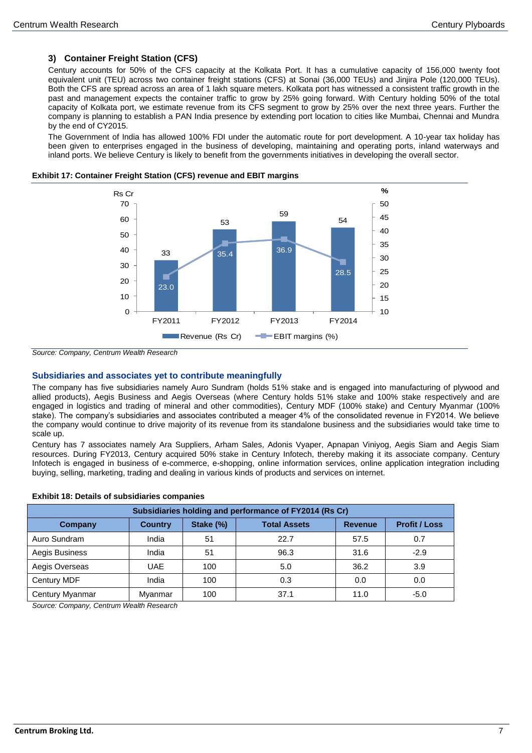### 3) Container Freight Station (CFS)

Century accounts for 50% of the CFS capacity at the Kolkata Port. It has a cumulative capacity of 156,000 twenty foot equivalent unit (TEU) across two container freight stations (CFS) at Sonai (36,000 TEUs) and Jinjira Pole (120,000 TEUs). Both the CFS are spread across an area of 1 lakh square meters. Kolkata port has witnessed a consistent traffic growth in the past and management expects the container traffic to grow by 25% going forward. With Century holding 50% of the total capacity of Kolkata port, we estimate revenue from its CFS segment to grow by 25% over the next three years. Further the company is planning to establish a PAN India presence by extending port location to cities like Mumbai, Chennai and Mundra by the end of CY2015.

The Government of India has allowed 100% FDI under the automatic route for port development. A 10-year tax holiday has been given to enterprises engaged in the business of developing, maintaining and operating ports, inland waterways and inland ports. We believe Century is likely to benefit from the governments initiatives in developing the overall sector.

**Exhibit 17: Container Freight Station (CFS) revenue and EBIT margins**

| | FY2011 | FY2012 | FY2013 | FY2014 |
|---|---|---|---|---|
| Revenue (Rs Cr) | 33 | 53 | 59 | 54 |
| EBIT margins (%) | 23.0 | 35.4 | 36.9 | 28.5 |

*Source: Company, Centrum Wealth Research*

## Subsidiaries and associates yet to contribute meaningfully

The company has five subsidiaries namely Auro Sundram (holds 51% stake and is engaged into manufacturing of plywood and allied products), Aegis Business and Aegis Overseas (where Century holds 51% stake and 100% stake respectively and are engaged in logistics and trading of mineral and other commodities), Century MDF (100% stake) and Century Myanmar (100% stake). The company's subsidiaries and associates contributed a meager 4% of the consolidated revenue in FY2014. We believe the company would continue to drive majority of its revenue from its standalone business and the subsidiaries would take time to scale up.

Century has 7 associates namely Ara Suppliers, Arham Sales, Adonis Vyaper, Apnapan Viniyog, Aegis Siam and Aegis Siam resources. During FY2013, Century acquired 50% stake in Century Infotech, thereby making it its associate company. Century Infotech is engaged in business of e-commerce, e-shopping, online information services, online application integration including buying, selling, marketing, trading and dealing in various kinds of products and services on internet.

**Exhibit 18: Details of subsidiaries companies**

| Subsidiaries holding and performance of FY2014 (Rs Cr) | | | | | |
|---|---|---|---|---|---|
| **Company** | **Country** | **Stake (%)** | **Total Assets** | **Revenue** | **Profit / Loss** |
| Auro Sundram | India | 51 | 22.7 | 57.5 | 0.7 |
| Aegis Business | India | 51 | 96.3 | 31.6 | -2.9 |
| Aegis Overseas | UAE | 100 | 5.0 | 36.2 | 3.9 |
| Century MDF | India | 100 | 0.3 | 0.0 | 0.0 |
| Century Myanmar | Myanmar | 100 | 37.1 | 11.0 | -5.0 |

*Source: Company, Centrum Wealth Research*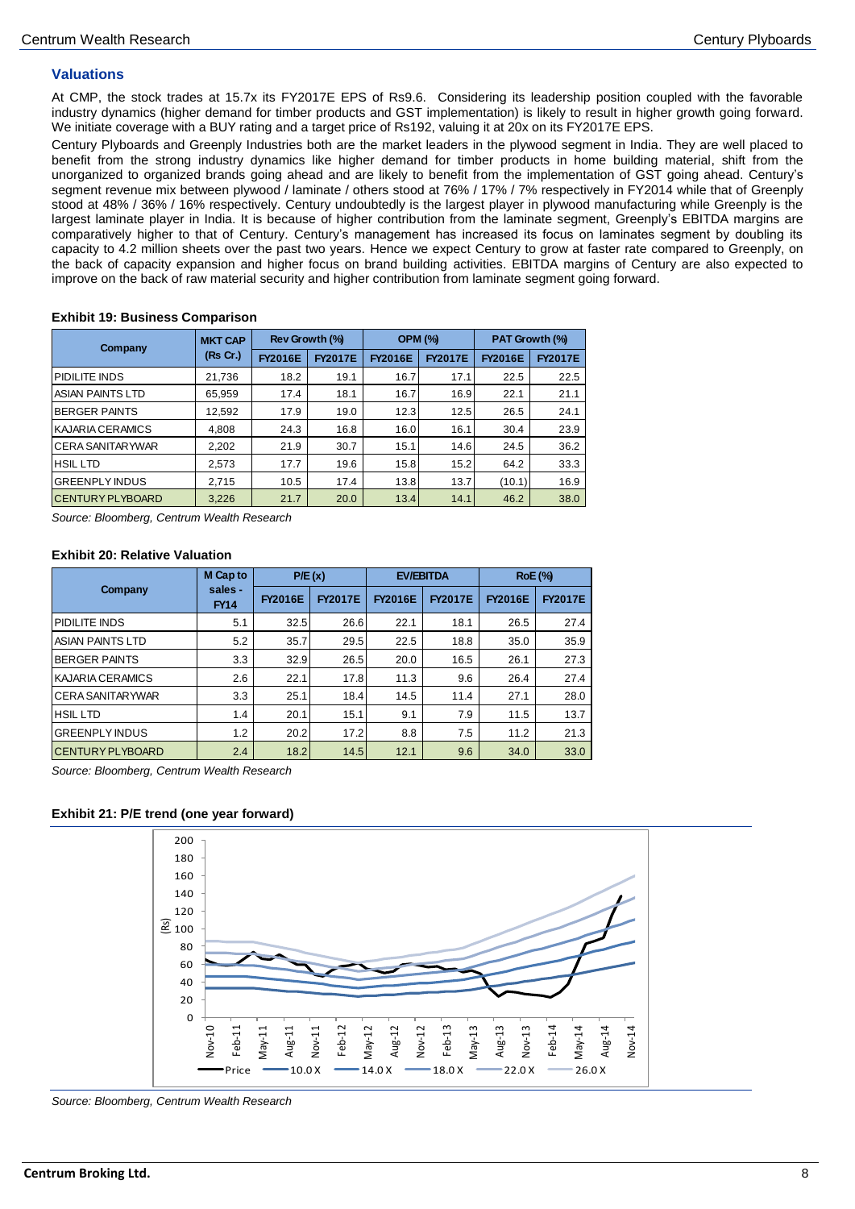### Valuations

At CMP, the stock trades at 15.7x its FY2017E EPS of Rs9.6. Considering its leadership position coupled with the favorable industry dynamics (higher demand for timber products and GST implementation) is likely to result in higher growth going forward. We initiate coverage with a BUY rating and a target price of Rs192, valuing it at 20x on its FY2017E EPS.

Century Plyboards and Greenply Industries both are the market leaders in the plywood segment in India. They are well placed to benefit from the strong industry dynamics like higher demand for timber products in home building material, shift from the unorganized to organized brands going ahead and are likely to benefit from the implementation of GST going ahead. Century's segment revenue mix between plywood / laminate / others stood at 76% / 17% / 7% respectively in FY2014 while that of Greenply stood at 48% / 36% / 16% respectively. Century undoubtedly is the largest player in plywood manufacturing while Greenply is the largest laminate player in India. It is because of higher contribution from the laminate segment, Greenply's EBITDA margins are comparatively higher to that of Century. Century's management has increased its focus on laminates segment by doubling its capacity to 4.2 million sheets over the past two years. Hence we expect Century to grow at faster rate compared to Greenply, on the back of capacity expansion and higher focus on brand building activities. EBITDA margins of Century are also expected to improve on the back of raw material security and higher contribution from laminate segment going forward.

**Exhibit 19: Business Comparison**

| Company | MKT CAP (Rs Cr.) | Rev Growth (%) | | OPM (%) | | PAT Growth (%) | |
|---|---|---|---|---|---|---|---|
| | | FY2016E | FY2017E | FY2016E | FY2017E | FY2016E | FY2017E |
| PIDILITE INDS | 21,736 | 18.2 | 19.1 | 16.7 | 17.1 | 22.5 | 22.5 |
| ASIAN PAINTS LTD | 65,959 | 17.4 | 18.1 | 16.7 | 16.9 | 22.1 | 21.1 |
| BERGER PAINTS | 12,592 | 17.9 | 19.0 | 12.3 | 12.5 | 26.5 | 24.1 |
| KAJARIA CERAMICS | 4,808 | 24.3 | 16.8 | 16.0 | 16.1 | 30.4 | 23.9 |
| CERA SANITARYWAR | 2,202 | 21.9 | 30.7 | 15.1 | 14.6 | 24.5 | 36.2 |
| HSIL LTD | 2,573 | 17.7 | 19.6 | 15.8 | 15.2 | 64.2 | 33.3 |
| GREENPLY INDUS | 2,715 | 10.5 | 17.4 | 13.8 | 13.7 | (10.1) | 16.9 |
| CENTURY PLYBOARD | 3,226 | 21.7 | 20.0 | 13.4 | 14.1 | 46.2 | 38.0 |

*Source: Bloomberg, Centrum Wealth Research*

**Exhibit 20: Relative Valuation**

| Company | M Cap to sales - FY14 | P/E (x) | | EV/EBITDA | | RoE (%) | |
|---|---|---|---|---|---|---|---|
| | | FY2016E | FY2017E | FY2016E | FY2017E | FY2016E | FY2017E |
| PIDILITE INDS | 5.1 | 32.5 | 26.6 | 22.1 | 18.1 | 26.5 | 27.4 |
| ASIAN PAINTS LTD | 5.2 | 35.7 | 29.5 | 22.5 | 18.8 | 35.0 | 35.9 |
| BERGER PAINTS | 3.3 | 32.9 | 26.5 | 20.0 | 16.5 | 26.1 | 27.3 |
| KAJARIA CERAMICS | 2.6 | 22.1 | 17.8 | 11.3 | 9.6 | 26.4 | 27.4 |
| CERA SANITARYWAR | 3.3 | 25.1 | 18.4 | 14.5 | 11.4 | 27.1 | 28.0 |
| HSIL LTD | 1.4 | 20.1 | 15.1 | 9.1 | 7.9 | 11.5 | 13.7 |
| GREENPLY INDUS | 1.2 | 20.2 | 17.2 | 8.8 | 7.5 | 11.2 | 21.3 |
| CENTURY PLYBOARD | 2.4 | 18.2 | 14.5 | 12.1 | 9.6 | 34.0 | 33.0 |

*Source: Bloomberg, Centrum Wealth Research*

**Exhibit 21: P/E trend (one year forward)**

*Source: Bloomberg, Centrum Wealth Research*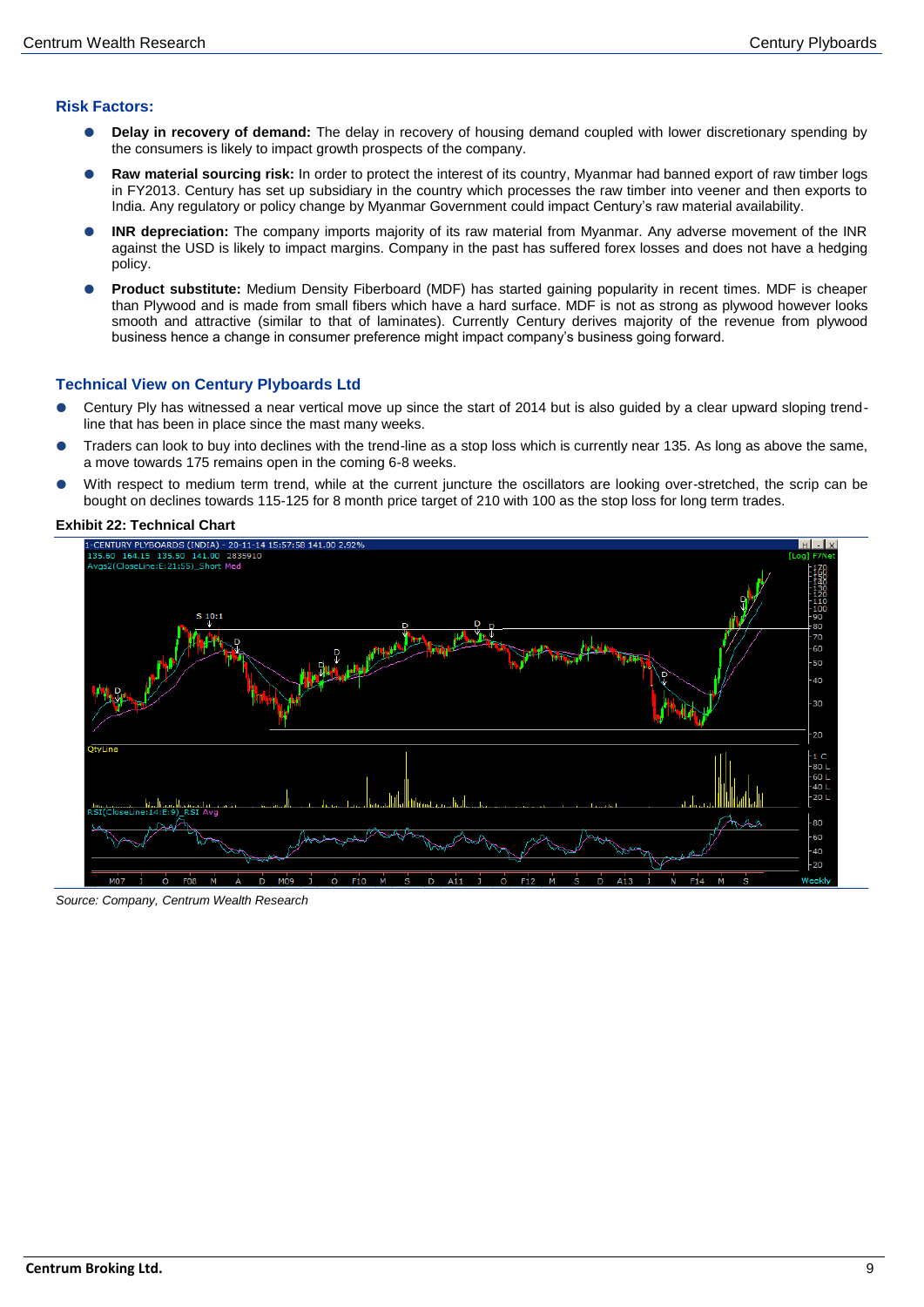## Risk Factors:

- **Delay in recovery of demand:** The delay in recovery of housing demand coupled with lower discretionary spending by the consumers is likely to impact growth prospects of the company.
- **Raw material sourcing risk:** In order to protect the interest of its country, Myanmar had banned export of raw timber logs in FY2013. Century has set up subsidiary in the country which processes the raw timber into veneer and then exports to India. Any regulatory or policy change by Myanmar Government could impact Century's raw material availability.
- **INR depreciation:** The company imports majority of its raw material from Myanmar. Any adverse movement of the INR against the USD is likely to impact margins. Company in the past has suffered forex losses and does not have a hedging policy.
- **Product substitute:** Medium Density Fiberboard (MDF) has started gaining popularity in recent times. MDF is cheaper than Plywood and is made from small fibers which have a hard surface. MDF is not as strong as plywood however looks smooth and attractive (similar to that of laminates). Currently Century derives majority of the revenue from plywood business hence a change in consumer preference might impact company's business going forward.

## Technical View on Century Plyboards Ltd

- Century Ply has witnessed a near vertical move up since the start of 2014 but is also guided by a clear upward sloping trend-line that has been in place since the mast many weeks.
- Traders can look to buy into declines with the trend-line as a stop loss which is currently near 135. As long as above the same, a move towards 175 remains open in the coming 6-8 weeks.
- With respect to medium term trend, while at the current juncture the oscillators are looking over-stretched, the scrip can be bought on declines towards 115-125 for 8 month price target of 210 with 100 as the stop loss for long term trades.

**Exhibit 22: Technical Chart**

*Source: Company, Centrum Wealth Research*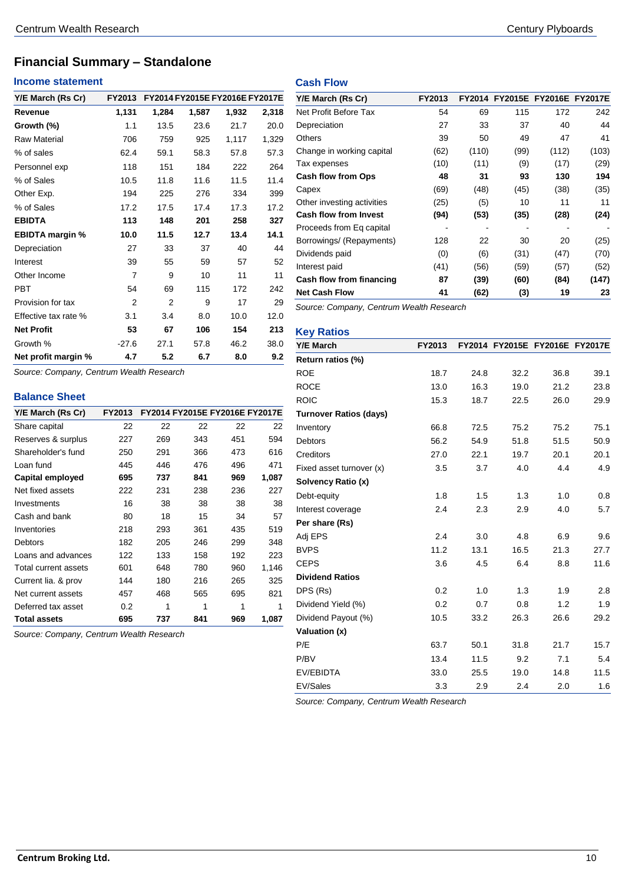## Financial Summary – Standalone

### Income statement

| Y/E March (Rs Cr) | FY2013 | FY2014 | FY2015E | FY2016E | FY2017E |
|---|---|---|---|---|---|
| **Revenue** | **1,131** | **1,284** | **1,587** | **1,932** | **2,318** |
| **Growth (%)** | 1.1 | 13.5 | 23.6 | 21.7 | 20.0 |
| Raw Material | 706 | 759 | 925 | 1,117 | 1,329 |
| % of sales | 62.4 | 59.1 | 58.3 | 57.8 | 57.3 |
| Personnel exp | 118 | 151 | 184 | 222 | 264 |
| % of Sales | 10.5 | 11.8 | 11.6 | 11.5 | 11.4 |
| Other Exp. | 194 | 225 | 276 | 334 | 399 |
| % of Sales | 17.2 | 17.5 | 17.4 | 17.3 | 17.2 |
| **EBIDTA** | **113** | **148** | **201** | **258** | **327** |
| **EBIDTA margin %** | **10.0** | **11.5** | **12.7** | **13.4** | **14.1** |
| Depreciation | 27 | 33 | 37 | 40 | 44 |
| Interest | 39 | 55 | 59 | 57 | 52 |
| Other Income | 7 | 9 | 10 | 11 | 11 |
| PBT | 54 | 69 | 115 | 172 | 242 |
| Provision for tax | 2 | 2 | 9 | 17 | 29 |
| Effective tax rate % | 3.1 | 3.4 | 8.0 | 10.0 | 12.0 |
| **Net Profit** | **53** | **67** | **106** | **154** | **213** |
| Growth % | -27.6 | 27.1 | 57.8 | 46.2 | 38.0 |
| **Net profit margin %** | **4.7** | **5.2** | **6.7** | **8.0** | **9.2** |

*Source: Company, Centrum Wealth Research*

### Balance Sheet

| Y/E March (Rs Cr) | FY2013 | FY2014 | FY2015E | FY2016E | FY2017E |
|---|---|---|---|---|---|
| Share capital | 22 | 22 | 22 | 22 | 22 |
| Reserves & surplus | 227 | 269 | 343 | 451 | 594 |
| Shareholder's fund | 250 | 291 | 366 | 473 | 616 |
| Loan fund | 445 | 446 | 476 | 496 | 471 |
| **Capital employed** | **695** | **737** | **841** | **969** | **1,087** |
| Net fixed assets | 222 | 231 | 238 | 236 | 227 |
| Investments | 16 | 38 | 38 | 38 | 38 |
| Cash and bank | 80 | 18 | 15 | 34 | 57 |
| Inventories | 218 | 293 | 361 | 435 | 519 |
| Debtors | 182 | 205 | 246 | 299 | 348 |
| Loans and advances | 122 | 133 | 158 | 192 | 223 |
| Total current assets | 601 | 648 | 780 | 960 | 1,146 |
| Current lia. & prov | 144 | 180 | 216 | 265 | 325 |
| Net current assets | 457 | 468 | 565 | 695 | 821 |
| Deferred tax asset | 0.2 | 1 | 1 | 1 | 1 |
| **Total assets** | **695** | **737** | **841** | **969** | **1,087** |

*Source: Company, Centrum Wealth Research*

### Cash Flow

| Y/E March (Rs Cr) | FY2013 | FY2014 | FY2015E | FY2016E | FY2017E |
|---|---|---|---|---|---|
| Net Profit Before Tax | 54 | 69 | 115 | 172 | 242 |
| Depreciation | 27 | 33 | 37 | 40 | 44 |
| Others | 39 | 50 | 49 | 47 | 41 |
| Change in working capital | (62) | (110) | (99) | (112) | (103) |
| Tax expenses | (10) | (11) | (9) | (17) | (29) |
| **Cash flow from Ops** | **48** | **31** | **93** | **130** | **194** |
| Capex | (69) | (48) | (45) | (38) | (35) |
| Other investing activities | (25) | (5) | 10 | 11 | 11 |
| **Cash flow from Invest** | **(94)** | **(53)** | **(35)** | **(28)** | **(24)** |
| Proceeds from Eq capital | - | - | - | - | - |
| Borrowings/ (Repayments) | 128 | 22 | 30 | 20 | (25) |
| Dividends paid | (0) | (6) | (31) | (47) | (70) |
| Interest paid | (41) | (56) | (59) | (57) | (52) |
| **Cash flow from financing** | **87** | **(39)** | **(60)** | **(84)** | **(147)** |
| **Net Cash Flow** | **41** | **(62)** | **(3)** | **19** | **23** |

*Source: Company, Centrum Wealth Research*

### Key Ratios

| Y/E March | FY2013 | FY2014 | FY2015E | FY2016E | FY2017E |
|---|---|---|---|---|---|
| **Return ratios (%)** | | | | | |
| ROE | 18.7 | 24.8 | 32.2 | 36.8 | 39.1 |
| ROCE | 13.0 | 16.3 | 19.0 | 21.2 | 23.8 |
| ROIC | 15.3 | 18.7 | 22.5 | 26.0 | 29.9 |
| **Turnover Ratios (days)** | | | | | |
| Inventory | 66.8 | 72.5 | 75.2 | 75.2 | 75.1 |
| Debtors | 56.2 | 54.9 | 51.8 | 51.5 | 50.9 |
| Creditors | 27.0 | 22.1 | 19.7 | 20.1 | 20.1 |
| Fixed asset turnover (x) | 3.5 | 3.7 | 4.0 | 4.4 | 4.9 |
| **Solvency Ratio (x)** | | | | | |
| Debt-equity | 1.8 | 1.5 | 1.3 | 1.0 | 0.8 |
| Interest coverage | 2.4 | 2.3 | 2.9 | 4.0 | 5.7 |
| **Per share (Rs)** | | | | | |
| Adj EPS | 2.4 | 3.0 | 4.8 | 6.9 | 9.6 |
| BVPS | 11.2 | 13.1 | 16.5 | 21.3 | 27.7 |
| CEPS | 3.6 | 4.5 | 6.4 | 8.8 | 11.6 |
| **Dividend Ratios** | | | | | |
| DPS (Rs) | 0.2 | 1.0 | 1.3 | 1.9 | 2.8 |
| Dividend Yield (%) | 0.2 | 0.7 | 0.8 | 1.2 | 1.9 |
| Dividend Payout (%) | 10.5 | 33.2 | 26.3 | 26.6 | 29.2 |
| **Valuation (x)** | | | | | |
| P/E | 63.7 | 50.1 | 31.8 | 21.7 | 15.7 |
| P/BV | 13.4 | 11.5 | 9.2 | 7.1 | 5.4 |
| EV/EBIDTA | 33.0 | 25.5 | 19.0 | 14.8 | 11.5 |
| EV/Sales | 3.3 | 2.9 | 2.4 | 2.0 | 1.6 |

*Source: Company, Centrum Wealth Research*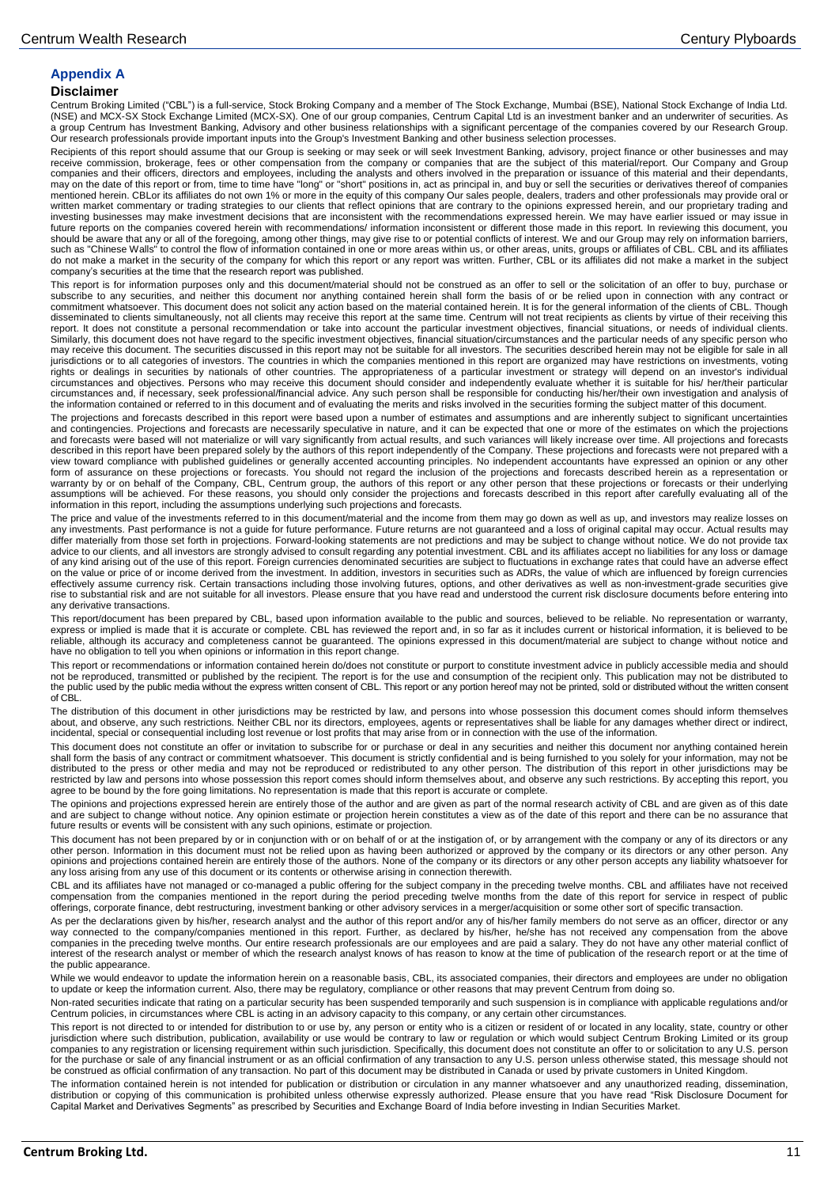## Appendix A

### Disclaimer

Centrum Broking Limited ("CBL") is a full-service, Stock Broking Company and a member of The Stock Exchange, Mumbai (BSE), National Stock Exchange of India Ltd. (NSE) and MCX-SX Stock Exchange Limited (MCX-SX). One of our group companies, Centrum Capital Ltd is an investment banker and an underwriter of securities. As a group Centrum has Investment Banking, Advisory and other business relationships with a significant percentage of the companies covered by our Research Group. Our research professionals provide important inputs into the Group's Investment Banking and other business selection processes.

Recipients of this report should assume that our Group is seeking or may seek or will seek Investment Banking, advisory, project finance or other businesses and may receive commission, brokerage, fees or other compensation from the company or companies that are the subject of this material/report. Our Company and Group companies and their officers, directors and employees, including the analysts and others involved in the preparation or issuance of this material and their dependants, may on the date of this report or from, time to time have "long" or "short" positions in, act as principal in, and buy or sell the securities or derivatives thereof of companies mentioned herein. CBLor its affiliates do not own 1% or more in the equity of this company Our sales people, dealers, traders and other professionals may provide oral or written market commentary or trading strategies to our clients that reflect opinions that are contrary to the opinions expressed herein, and our proprietary trading and investing businesses may make investment decisions that are inconsistent with the recommendations expressed herein. We may have earlier issued or may issue in future reports on the companies covered herein with recommendations/ information inconsistent or different those made in this report. In reviewing this document, you should be aware that any or all of the foregoing, among other things, may give rise to or potential conflicts of interest. We and our Group may rely on information barriers, such as "Chinese Walls" to control the flow of information contained in one or more areas within us, or other areas, units, groups or affiliates of CBL. CBL and its affiliates do not make a market in the security of the company for which this report or any report was written. Further, CBL or its affiliates did not make a market in the subject company's securities at the time that the research report was published.

This report is for information purposes only and this document/material should not be construed as an offer to sell or the solicitation of an offer to buy, purchase or subscribe to any securities, and neither this document nor anything contained herein shall form the basis of or be relied upon in connection with any contract or commitment whatsoever. This document does not solicit any action based on the material contained herein. It is for the general information of the clients of CBL. Though disseminated to clients simultaneously, not all clients may receive this report at the same time. Centrum will not treat recipients as clients by virtue of their receiving this report. It does not constitute a personal recommendation or take into account the particular investment objectives, financial situations, or needs of individual clients. Similarly, this document does not have regard to the specific investment objectives, financial situation/circumstances and the particular needs of any specific person who may receive this document. The securities discussed in this report may not be suitable for all investors. The securities described herein may not be eligible for sale in all jurisdictions or to all categories of investors. The countries in which the companies mentioned in this report are organized may have restrictions on investments, voting rights or dealings in securities by nationals of other countries. The appropriateness of a particular investment or strategy will depend on an investor's individual circumstances and objectives. Persons who may receive this document should consider and independently evaluate whether it is suitable for his/ her/their particular circumstances and, if necessary, seek professional/financial advice. Any such person shall be responsible for conducting his/her/their own investigation and analysis of the information contained or referred to in this document and of evaluating the merits and risks involved in the securities forming the subject matter of this document.

The projections and forecasts described in this report were based upon a number of estimates and assumptions and are inherently subject to significant uncertainties and contingencies. Projections and forecasts are necessarily speculative in nature, and it can be expected that one or more of the estimates on which the projections and forecasts were based will not materialize or will vary significantly from actual results, and such variances will likely increase over time. All projections and forecasts described in this report have been prepared solely by the authors of this report independently of the Company. These projections and forecasts were not prepared with a view toward compliance with published guidelines or generally accented accounting principles. No independent accountants have expressed an opinion or any other form of assurance on these projections or forecasts. You should not regard the inclusion of the projections and forecasts described herein as a representation or warranty by or on behalf of the Company, CBL, Centrum group, the authors of this report or any other person that these projections or forecasts or their underlying assumptions will be achieved. For these reasons, you should only consider the projections and forecasts described in this report after carefully evaluating all of the information in this report, including the assumptions underlying such projections and forecasts.

The price and value of the investments referred to in this document/material and the income from them may go down as well as up, and investors may realize losses on any investments. Past performance is not a guide for future performance. Future returns are not guaranteed and a loss of original capital may occur. Actual results may differ materially from those set forth in projections. Forward-looking statements are not predictions and may be subject to change without notice. We do not provide tax advice to our clients, and all investors are strongly advised to consult regarding any potential investment. CBL and its affiliates accept no liabilities for any loss or damage of any kind arising out of the use of this report. Foreign currencies denominated securities are subject to fluctuations in exchange rates that could have an adverse effect on the value or price of or income derived from the investment. In addition, investors in securities such as ADRs, the value of which are influenced by foreign currencies effectively assume currency risk. Certain transactions including those involving futures, options, and other derivatives as well as non-investment-grade securities give rise to substantial risk and are not suitable for all investors. Please ensure that you have read and understood the current risk disclosure documents before entering into any derivative transactions.

This report/document has been prepared by CBL, based upon information available to the public and sources, believed to be reliable. No representation or warranty, express or implied is made that it is accurate or complete. CBL has reviewed the report and, in so far as it includes current or historical information, it is believed to be reliable, although its accuracy and completeness cannot be guaranteed. The opinions expressed in this document/material are subject to change without notice and have no obligation to tell you when opinions or information in this report change.

This report or recommendations or information contained herein do/does not constitute or purport to constitute investment advice in publicly accessible media and should not be reproduced, transmitted or published by the recipient. The report is for the use and consumption of the recipient only. This publication may not be distributed to the public used by the public media without the express written consent of CBL. This report or any portion hereof may not be printed, sold or distributed without the written consent of CBL.

The distribution of this document in other jurisdictions may be restricted by law, and persons into whose possession this document comes should inform themselves about, and observe, any such restrictions. Neither CBL nor its directors, employees, agents or representatives shall be liable for any damages whether direct or indirect, incidental, special or consequential including lost revenue or lost profits that may arise from or in connection with the use of the information.

This document does not constitute an offer or invitation to subscribe for or purchase or deal in any securities and neither this document nor anything contained herein shall form the basis of any contract or commitment whatsoever. This document is strictly confidential and is being furnished to you solely for your information, may not be distributed to the press or other media and may not be reproduced or redistributed to any other person. The distribution of this report in other jurisdictions may be restricted by law and persons into whose possession this report comes should inform themselves about, and observe any such restrictions. By accepting this report, you agree to be bound by the fore going limitations. No representation is made that this report is accurate or complete.

The opinions and projections expressed herein are entirely those of the author and are given as part of the normal research activity of CBL and are given as of this date and are subject to change without notice. Any opinion estimate or projection herein constitutes a view as of the date of this report and there can be no assurance that future results or events will be consistent with any such opinions, estimate or projection.

This document has not been prepared by or in conjunction with or on behalf of or at the instigation of, or by arrangement with the company or any of its directors or any other person. Information in this document must not be relied upon as having been authorized or approved by the company or its directors or any other person. Any opinions and projections contained herein are entirely those of the authors. None of the company or its directors or any other person accepts any liability whatsoever for any loss arising from any use of this document or its contents or otherwise arising in connection therewith.

CBL and its affiliates have not managed or co-managed a public offering for the subject company in the preceding twelve months. CBL and affiliates have not received compensation from the companies mentioned in the report during the period preceding twelve months from the date of this report for service in respect of public offerings, corporate finance, debt restructuring, investment banking or other advisory services in a merger/acquisition or some other sort of specific transaction.

As per the declarations given by his/her, research analyst and the author of this report and/or any of his/her family members do not serve as an officer, director or any way connected to the company/companies mentioned in this report. Further, as declared by his/her, he/she has not received any compensation from the above companies in the preceding twelve months. Our entire research professionals are our employees and are paid a salary. They do not have any other material conflict of interest of the research analyst or member of which the research analyst knows of has reason to know at the time of publication of the research report or at the time of the public appearance.

While we would endeavor to update the information herein on a reasonable basis, CBL, its associated companies, their directors and employees are under no obligation to update or keep the information current. Also, there may be regulatory, compliance or other reasons that may prevent Centrum from doing so.

Non-rated securities indicate that rating on a particular security has been suspended temporarily and such suspension is in compliance with applicable regulations and/or Centrum policies, in circumstances where CBL is acting in an advisory capacity to this company, or any certain other circumstances.

This report is not directed to or intended for distribution to or use by, any person or entity who is a citizen or resident of or located in any locality, state, country or other jurisdiction where such distribution, publication, availability or use would be contrary to law or regulation or which would subject Centrum Broking Limited or its group companies to any registration or licensing requirement within such jurisdiction. Specifically, this document does not constitute an offer to or solicitation to any U.S. person for the purchase or sale of any financial instrument or as an official confirmation of any transaction to any U.S. person unless otherwise stated, this message should not be construed as official confirmation of any transaction. No part of this document may be distributed in Canada or used by private customers in United Kingdom.

The information contained herein is not intended for publication or distribution or circulation in any manner whatsoever and any unauthorized reading, dissemination, distribution or copying of this communication is prohibited unless otherwise expressly authorized. Please ensure that you have read "Risk Disclosure Document for Capital Market and Derivatives Segments" as prescribed by Securities and Exchange Board of India before investing in Indian Securities Market.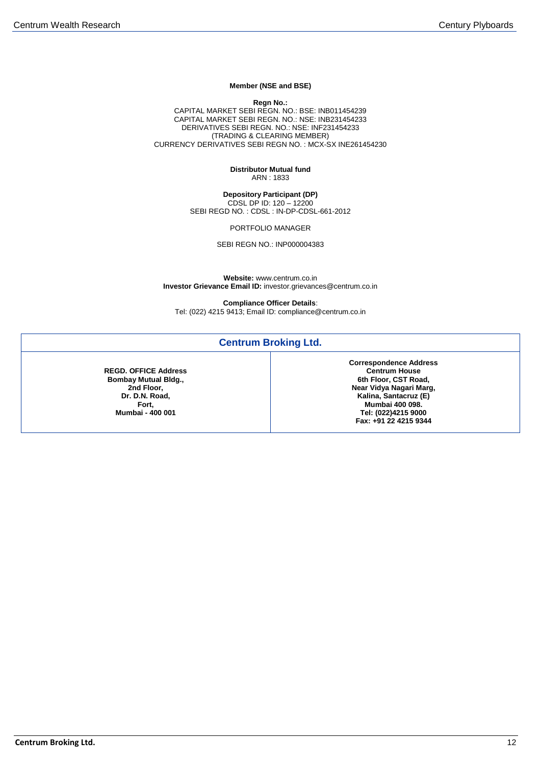**Member (NSE and BSE)**

**Regn No.:**
CAPITAL MARKET SEBI REGN. NO.: BSE: INB011454239
CAPITAL MARKET SEBI REGN. NO.: NSE: INB231454233
DERIVATIVES SEBI REGN. NO.: NSE: INF231454233
(TRADING & CLEARING MEMBER)
CURRENCY DERIVATIVES SEBI REGN NO. : MCX-SX INE261454230

**Distributor Mutual fund**
ARN : 1833

**Depository Participant (DP)**
CDSL DP ID: 120 – 12200
SEBI REGD NO. : CDSL : IN-DP-CDSL-661-2012

PORTFOLIO MANAGER

SEBI REGN NO.: INP000004383

**Website:** www.centrum.co.in
**Investor Grievance Email ID:** investor.grievances@centrum.co.in

**Compliance Officer Details**:
Tel: (022) 4215 9413; Email ID: compliance@centrum.co.in

| Centrum Broking Ltd. | |
|---|---|
| **REGD. OFFICE Address**<br>**Bombay Mutual Bldg.,**<br>**2nd Floor,**<br>**Dr. D.N. Road,**<br>**Fort,**<br>**Mumbai - 400 001** | **Correspondence Address**<br>**Centrum House**<br>**6th Floor, CST Road,**<br>**Near Vidya Nagari Marg,**<br>**Kalina, Santacruz (E)**<br>**Mumbai 400 098.**<br>**Tel: (022)4215 9000**<br>**Fax: +91 22 4215 9344** |